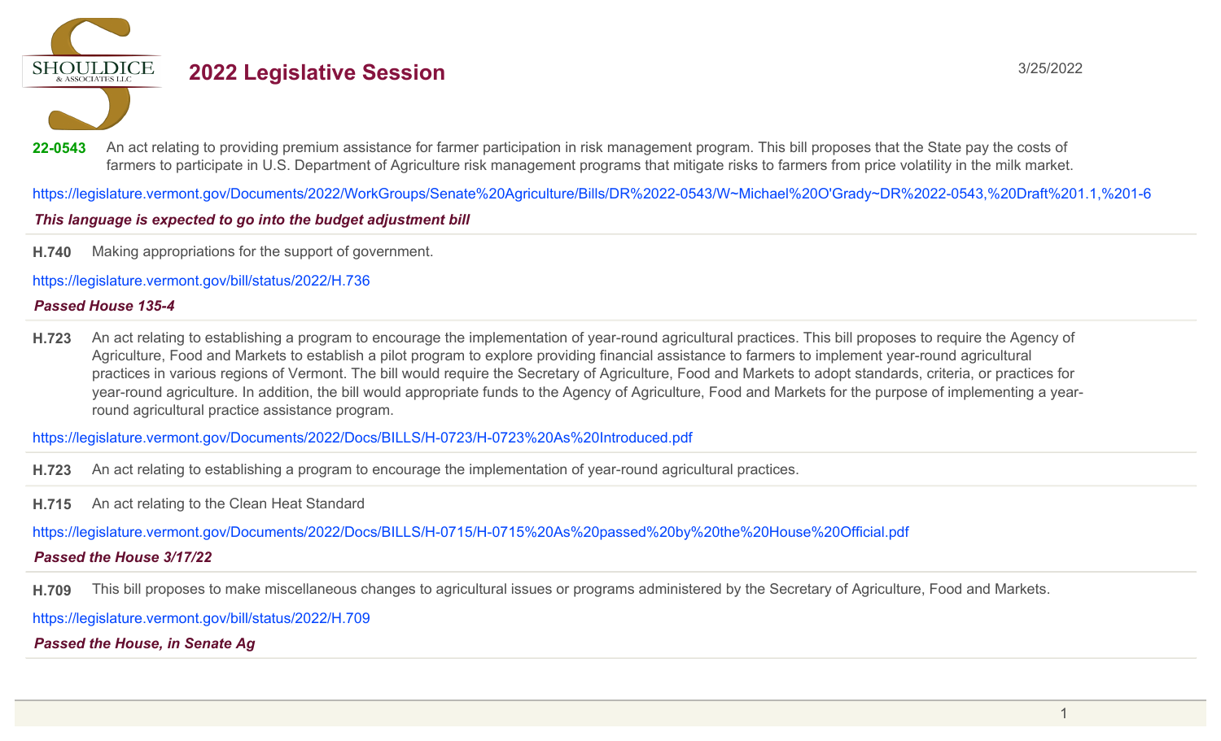# 2022 Legislative Session

3/25/2022

**22-0543** An act relating to providing premium assistance for farmer participation in risk management program. This bill proposes that the State pay the costs of farmers to participate in U.S. Department of Agriculture risk management programs that mitigate risks to farmers from price volatility in the milk market.

https://legislature.vermont.gov/Documents/2022/WorkGroups/Senate%20Agriculture/Bills/DR%2022-0543/W~Michael%20O'Grady~DR%2022-0543,%20Draft%201.1,%201-6

***This language is expected to go into the budget adjustment bill***

---

**H.740** Making appropriations for the support of government.

https://legislature.vermont.gov/bill/status/2022/H.736

***Passed House 135-4***

---

**H.723** An act relating to establishing a program to encourage the implementation of year-round agricultural practices. This bill proposes to require the Agency of Agriculture, Food and Markets to establish a pilot program to explore providing financial assistance to farmers to implement year-round agricultural practices in various regions of Vermont. The bill would require the Secretary of Agriculture, Food and Markets to adopt standards, criteria, or practices for year-round agriculture. In addition, the bill would appropriate funds to the Agency of Agriculture, Food and Markets for the purpose of implementing a year-round agricultural practice assistance program.

https://legislature.vermont.gov/Documents/2022/Docs/BILLS/H-0723/H-0723%20As%20Introduced.pdf

---

**H.723** An act relating to establishing a program to encourage the implementation of year-round agricultural practices.

---

**H.715** An act relating to the Clean Heat Standard

https://legislature.vermont.gov/Documents/2022/Docs/BILLS/H-0715/H-0715%20As%20passed%20by%20the%20House%20Official.pdf

***Passed the House 3/17/22***

---

**H.709** This bill proposes to make miscellaneous changes to agricultural issues or programs administered by the Secretary of Agriculture, Food and Markets.

https://legislature.vermont.gov/bill/status/2022/H.709

***Passed the House, in Senate Ag***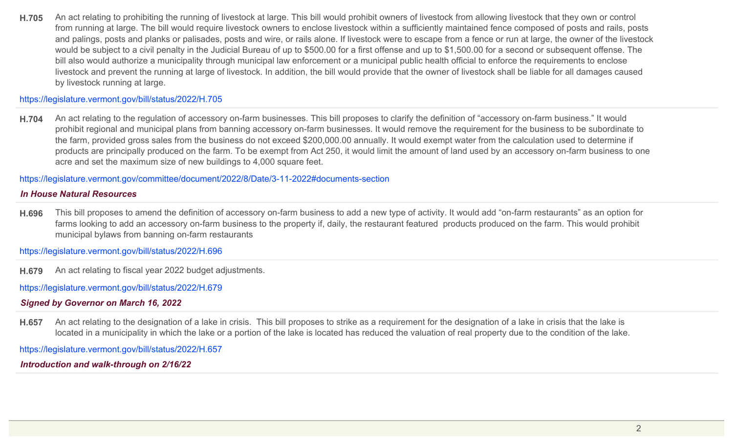**H.705** An act relating to prohibiting the running of livestock at large. This bill would prohibit owners of livestock from allowing livestock that they own or control from running at large. The bill would require livestock owners to enclose livestock within a sufficiently maintained fence composed of posts and rails, posts and palings, posts and planks or palisades, posts and wire, or rails alone. If livestock were to escape from a fence or run at large, the owner of the livestock would be subject to a civil penalty in the Judicial Bureau of up to $500.00 for a first offense and up to $1,500.00 for a second or subsequent offense. The bill also would authorize a municipality through municipal law enforcement or a municipal public health official to enforce the requirements to enclose livestock and prevent the running at large of livestock. In addition, the bill would provide that the owner of livestock shall be liable for all damages caused by livestock running at large.

https://legislature.vermont.gov/bill/status/2022/H.705

---

**H.704** An act relating to the regulation of accessory on-farm businesses. This bill proposes to clarify the definition of "accessory on-farm business." It would prohibit regional and municipal plans from banning accessory on-farm businesses. It would remove the requirement for the business to be subordinate to the farm, provided gross sales from the business do not exceed $200,000.00 annually. It would exempt water from the calculation used to determine if products are principally produced on the farm. To be exempt from Act 250, it would limit the amount of land used by an accessory on-farm business to one acre and set the maximum size of new buildings to 4,000 square feet.

https://legislature.vermont.gov/committee/document/2022/8/Date/3-11-2022#documents-section

***In House Natural Resources***

---

**H.696** This bill proposes to amend the definition of accessory on-farm business to add a new type of activity. It would add "on-farm restaurants" as an option for farms looking to add an accessory on-farm business to the property if, daily, the restaurant featured products produced on the farm. This would prohibit municipal bylaws from banning on-farm restaurants

https://legislature.vermont.gov/bill/status/2022/H.696

---

**H.679** An act relating to fiscal year 2022 budget adjustments.

https://legislature.vermont.gov/bill/status/2022/H.679

***Signed by Governor on March 16, 2022***

---

**H.657** An act relating to the designation of a lake in crisis. This bill proposes to strike as a requirement for the designation of a lake in crisis that the lake is located in a municipality in which the lake or a portion of the lake is located has reduced the valuation of real property due to the condition of the lake.

https://legislature.vermont.gov/bill/status/2022/H.657

***Introduction and walk-through on 2/16/22***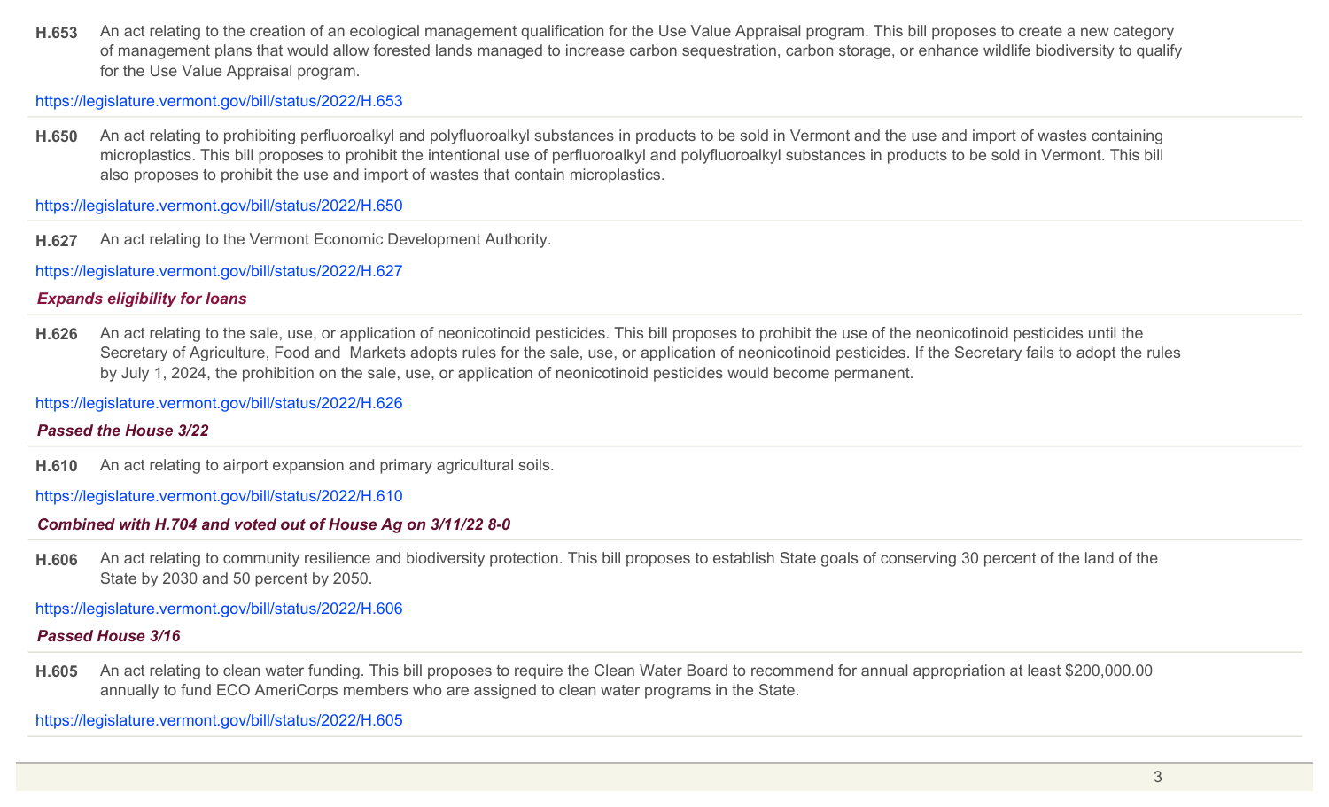**H.653** An act relating to the creation of an ecological management qualification for the Use Value Appraisal program. This bill proposes to create a new category of management plans that would allow forested lands managed to increase carbon sequestration, carbon storage, or enhance wildlife biodiversity to qualify for the Use Value Appraisal program.

https://legislature.vermont.gov/bill/status/2022/H.653

---

**H.650** An act relating to prohibiting perfluoroalkyl and polyfluoroalkyl substances in products to be sold in Vermont and the use and import of wastes containing microplastics. This bill proposes to prohibit the intentional use of perfluoroalkyl and polyfluoroalkyl substances in products to be sold in Vermont. This bill also proposes to prohibit the use and import of wastes that contain microplastics.

https://legislature.vermont.gov/bill/status/2022/H.650

---

**H.627** An act relating to the Vermont Economic Development Authority.

https://legislature.vermont.gov/bill/status/2022/H.627

***Expands eligibility for loans***

---

**H.626** An act relating to the sale, use, or application of neonicotinoid pesticides. This bill proposes to prohibit the use of the neonicotinoid pesticides until the Secretary of Agriculture, Food and Markets adopts rules for the sale, use, or application of neonicotinoid pesticides. If the Secretary fails to adopt the rules by July 1, 2024, the prohibition on the sale, use, or application of neonicotinoid pesticides would become permanent.

https://legislature.vermont.gov/bill/status/2022/H.626

***Passed the House 3/22***

---

**H.610** An act relating to airport expansion and primary agricultural soils.

https://legislature.vermont.gov/bill/status/2022/H.610

***Combined with H.704 and voted out of House Ag on 3/11/22 8-0***

---

**H.606** An act relating to community resilience and biodiversity protection. This bill proposes to establish State goals of conserving 30 percent of the land of the State by 2030 and 50 percent by 2050.

https://legislature.vermont.gov/bill/status/2022/H.606

***Passed House 3/16***

---

**H.605** An act relating to clean water funding. This bill proposes to require the Clean Water Board to recommend for annual appropriation at least $200,000.00 annually to fund ECO AmeriCorps members who are assigned to clean water programs in the State.

https://legislature.vermont.gov/bill/status/2022/H.605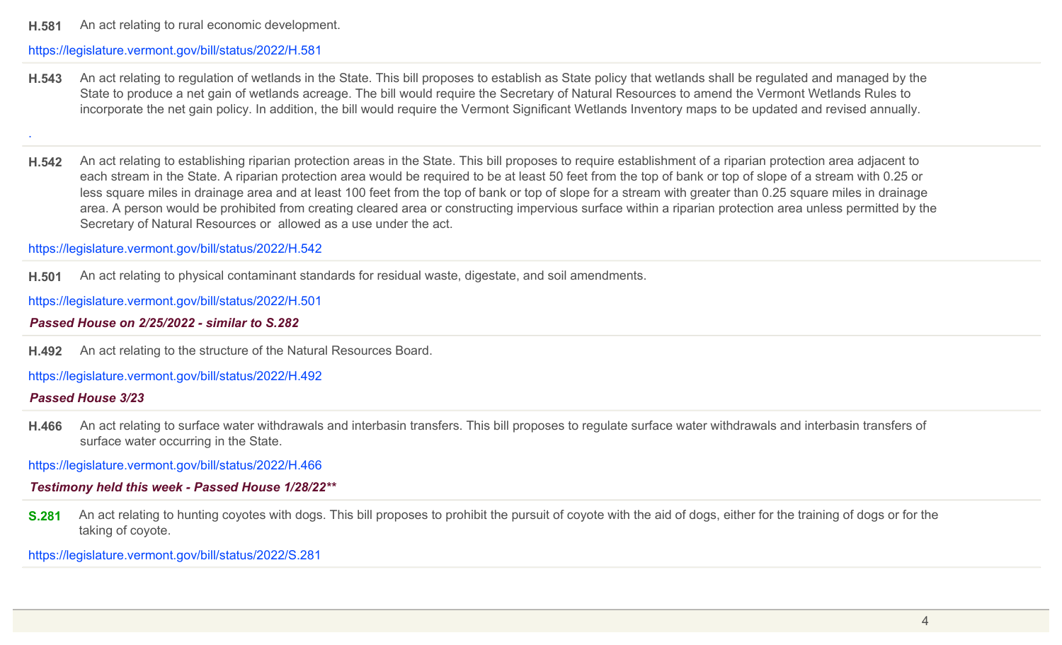**H.581** An act relating to rural economic development.

https://legislature.vermont.gov/bill/status/2022/H.581

---

**H.543** An act relating to regulation of wetlands in the State. This bill proposes to establish as State policy that wetlands shall be regulated and managed by the State to produce a net gain of wetlands acreage. The bill would require the Secretary of Natural Resources to amend the Vermont Wetlands Rules to incorporate the net gain policy. In addition, the bill would require the Vermont Significant Wetlands Inventory maps to be updated and revised annually.

.

---

**H.542** An act relating to establishing riparian protection areas in the State. This bill proposes to require establishment of a riparian protection area adjacent to each stream in the State. A riparian protection area would be required to be at least 50 feet from the top of bank or top of slope of a stream with 0.25 or less square miles in drainage area and at least 100 feet from the top of bank or top of slope for a stream with greater than 0.25 square miles in drainage area. A person would be prohibited from creating cleared area or constructing impervious surface within a riparian protection area unless permitted by the Secretary of Natural Resources or allowed as a use under the act.

https://legislature.vermont.gov/bill/status/2022/H.542

---

**H.501** An act relating to physical contaminant standards for residual waste, digestate, and soil amendments.

https://legislature.vermont.gov/bill/status/2022/H.501

***Passed House on 2/25/2022 - similar to S.282***

---

**H.492** An act relating to the structure of the Natural Resources Board.

https://legislature.vermont.gov/bill/status/2022/H.492

***Passed House 3/23***

---

**H.466** An act relating to surface water withdrawals and interbasin transfers. This bill proposes to regulate surface water withdrawals and interbasin transfers of surface water occurring in the State.

https://legislature.vermont.gov/bill/status/2022/H.466

***Testimony held this week - Passed House 1/28/22*****

---

**S.281** An act relating to hunting coyotes with dogs. This bill proposes to prohibit the pursuit of coyote with the aid of dogs, either for the training of dogs or for the taking of coyote.

https://legislature.vermont.gov/bill/status/2022/S.281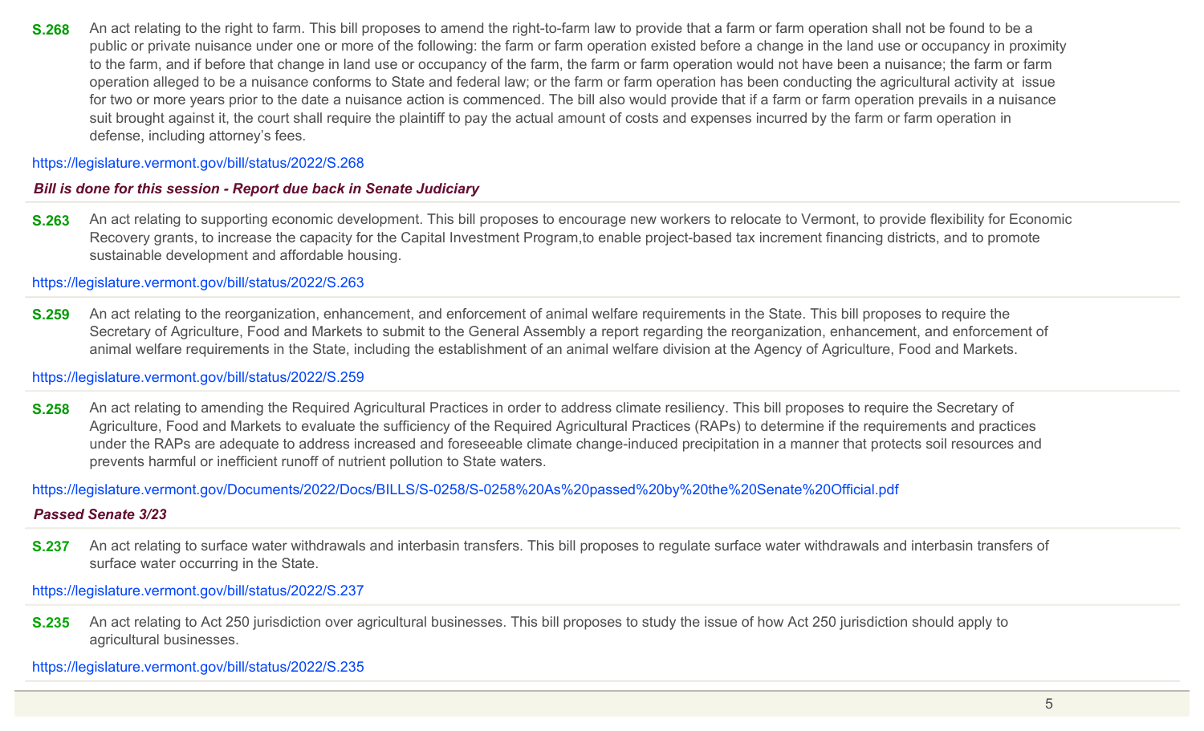**S.268** An act relating to the right to farm. This bill proposes to amend the right-to-farm law to provide that a farm or farm operation shall not be found to be a public or private nuisance under one or more of the following: the farm or farm operation existed before a change in the land use or occupancy in proximity to the farm, and if before that change in land use or occupancy of the farm, the farm or farm operation would not have been a nuisance; the farm or farm operation alleged to be a nuisance conforms to State and federal law; or the farm or farm operation has been conducting the agricultural activity at issue for two or more years prior to the date a nuisance action is commenced. The bill also would provide that if a farm or farm operation prevails in a nuisance suit brought against it, the court shall require the plaintiff to pay the actual amount of costs and expenses incurred by the farm or farm operation in defense, including attorney's fees.

https://legislature.vermont.gov/bill/status/2022/S.268

***Bill is done for this session - Report due back in Senate Judiciary***

---

**S.263** An act relating to supporting economic development. This bill proposes to encourage new workers to relocate to Vermont, to provide flexibility for Economic Recovery grants, to increase the capacity for the Capital Investment Program,to enable project-based tax increment financing districts, and to promote sustainable development and affordable housing.

https://legislature.vermont.gov/bill/status/2022/S.263

---

**S.259** An act relating to the reorganization, enhancement, and enforcement of animal welfare requirements in the State. This bill proposes to require the Secretary of Agriculture, Food and Markets to submit to the General Assembly a report regarding the reorganization, enhancement, and enforcement of animal welfare requirements in the State, including the establishment of an animal welfare division at the Agency of Agriculture, Food and Markets.

https://legislature.vermont.gov/bill/status/2022/S.259

---

**S.258** An act relating to amending the Required Agricultural Practices in order to address climate resiliency. This bill proposes to require the Secretary of Agriculture, Food and Markets to evaluate the sufficiency of the Required Agricultural Practices (RAPs) to determine if the requirements and practices under the RAPs are adequate to address increased and foreseeable climate change-induced precipitation in a manner that protects soil resources and prevents harmful or inefficient runoff of nutrient pollution to State waters.

https://legislature.vermont.gov/Documents/2022/Docs/BILLS/S-0258/S-0258%20As%20passed%20by%20the%20Senate%20Official.pdf

***Passed Senate 3/23***

---

**S.237** An act relating to surface water withdrawals and interbasin transfers. This bill proposes to regulate surface water withdrawals and interbasin transfers of surface water occurring in the State.

https://legislature.vermont.gov/bill/status/2022/S.237

---

**S.235** An act relating to Act 250 jurisdiction over agricultural businesses. This bill proposes to study the issue of how Act 250 jurisdiction should apply to agricultural businesses.

https://legislature.vermont.gov/bill/status/2022/S.235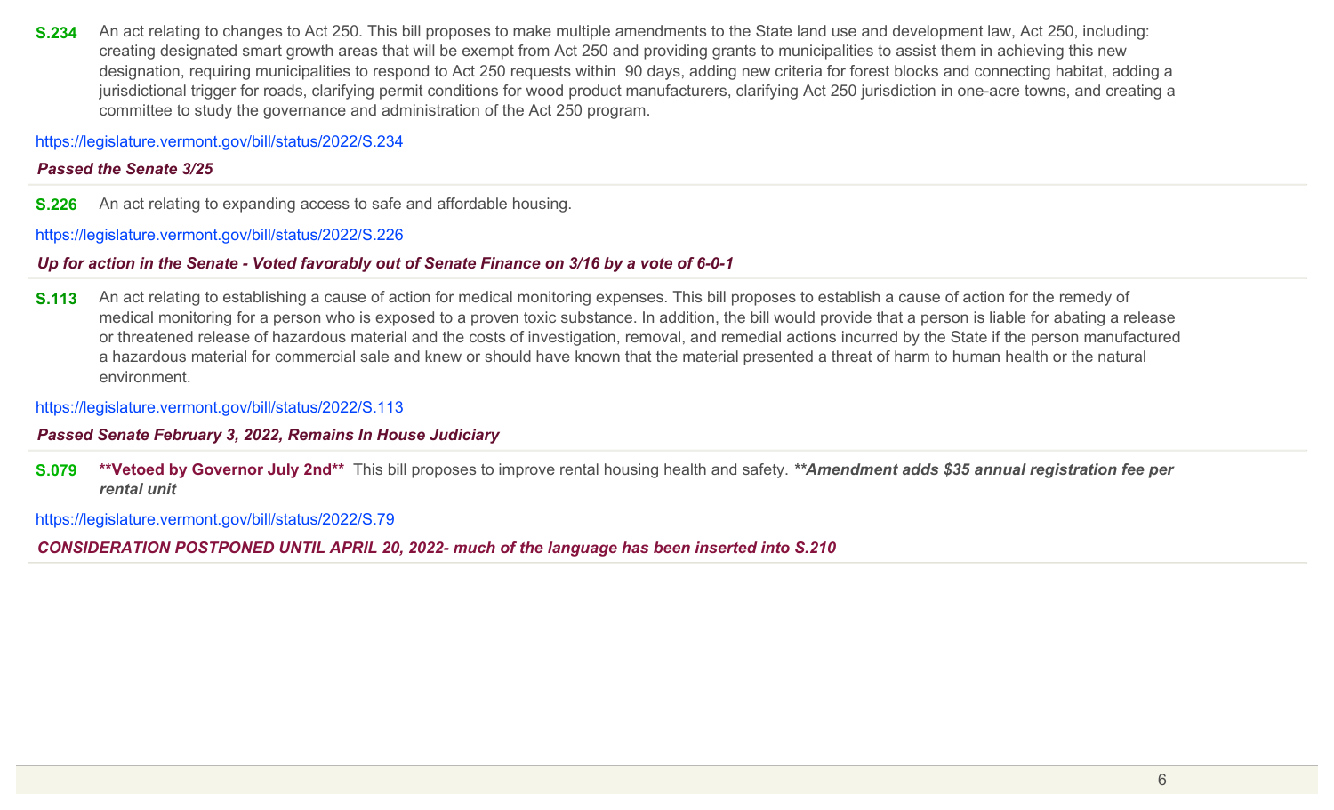**S.234** An act relating to changes to Act 250. This bill proposes to make multiple amendments to the State land use and development law, Act 250, including: creating designated smart growth areas that will be exempt from Act 250 and providing grants to municipalities to assist them in achieving this new designation, requiring municipalities to respond to Act 250 requests within 90 days, adding new criteria for forest blocks and connecting habitat, adding a jurisdictional trigger for roads, clarifying permit conditions for wood product manufacturers, clarifying Act 250 jurisdiction in one-acre towns, and creating a committee to study the governance and administration of the Act 250 program.

https://legislature.vermont.gov/bill/status/2022/S.234

***Passed the Senate 3/25***

---

**S.226** An act relating to expanding access to safe and affordable housing.

https://legislature.vermont.gov/bill/status/2022/S.226

***Up for action in the Senate - Voted favorably out of Senate Finance on 3/16 by a vote of 6-0-1***

---

**S.113** An act relating to establishing a cause of action for medical monitoring expenses. This bill proposes to establish a cause of action for the remedy of medical monitoring for a person who is exposed to a proven toxic substance. In addition, the bill would provide that a person is liable for abating a release or threatened release of hazardous material and the costs of investigation, removal, and remedial actions incurred by the State if the person manufactured a hazardous material for commercial sale and knew or should have known that the material presented a threat of harm to human health or the natural environment.

https://legislature.vermont.gov/bill/status/2022/S.113

***Passed Senate February 3, 2022, Remains In House Judiciary***

---

**S.079** **\*\*Vetoed by Governor July 2nd\*\*** This bill proposes to improve rental housing health and safety. ***\*\*Amendment adds $35 annual registration fee per rental unit***

https://legislature.vermont.gov/bill/status/2022/S.79

***CONSIDERATION POSTPONED UNTIL APRIL 20, 2022- much of the language has been inserted into S.210***